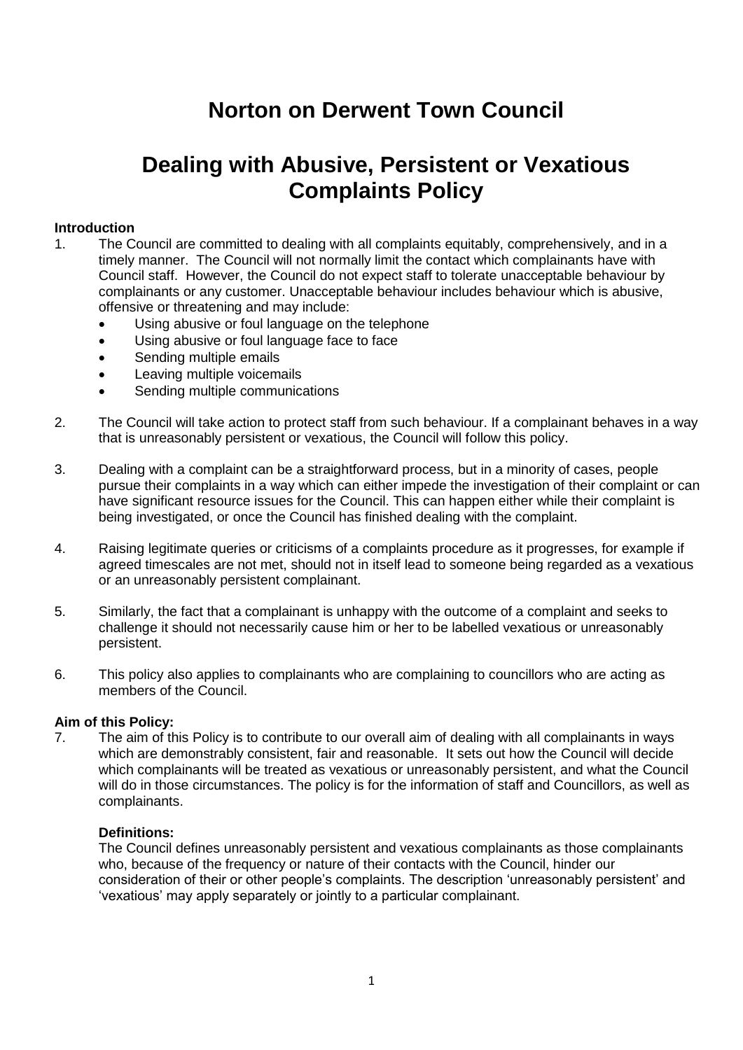# Norton on Derwent Town Council

# Dealing with Abusive, Persistent or Vexatious Complaints Policy

**Introduction**

1. The Council are committed to dealing with all complaints equitably, comprehensively, and in a timely manner. The Council will not normally limit the contact which complainants have with Council staff. However, the Council do not expect staff to tolerate unacceptable behaviour by complainants or any customer. Unacceptable behaviour includes behaviour which is abusive, offensive or threatening and may include:
   - Using abusive or foul language on the telephone
   - Using abusive or foul language face to face
   - Sending multiple emails
   - Leaving multiple voicemails
   - Sending multiple communications

2. The Council will take action to protect staff from such behaviour. If a complainant behaves in a way that is unreasonably persistent or vexatious, the Council will follow this policy.

3. Dealing with a complaint can be a straightforward process, but in a minority of cases, people pursue their complaints in a way which can either impede the investigation of their complaint or can have significant resource issues for the Council. This can happen either while their complaint is being investigated, or once the Council has finished dealing with the complaint.

4. Raising legitimate queries or criticisms of a complaints procedure as it progresses, for example if agreed timescales are not met, should not in itself lead to someone being regarded as a vexatious or an unreasonably persistent complainant.

5. Similarly, the fact that a complainant is unhappy with the outcome of a complaint and seeks to challenge it should not necessarily cause him or her to be labelled vexatious or unreasonably persistent.

6. This policy also applies to complainants who are complaining to councillors who are acting as members of the Council.

**Aim of this Policy:**

7. The aim of this Policy is to contribute to our overall aim of dealing with all complainants in ways which are demonstrably consistent, fair and reasonable. It sets out how the Council will decide which complainants will be treated as vexatious or unreasonably persistent, and what the Council will do in those circumstances. The policy is for the information of staff and Councillors, as well as complainants.

   **Definitions:**

   The Council defines unreasonably persistent and vexatious complainants as those complainants who, because of the frequency or nature of their contacts with the Council, hinder our consideration of their or other people's complaints. The description 'unreasonably persistent' and 'vexatious' may apply separately or jointly to a particular complainant.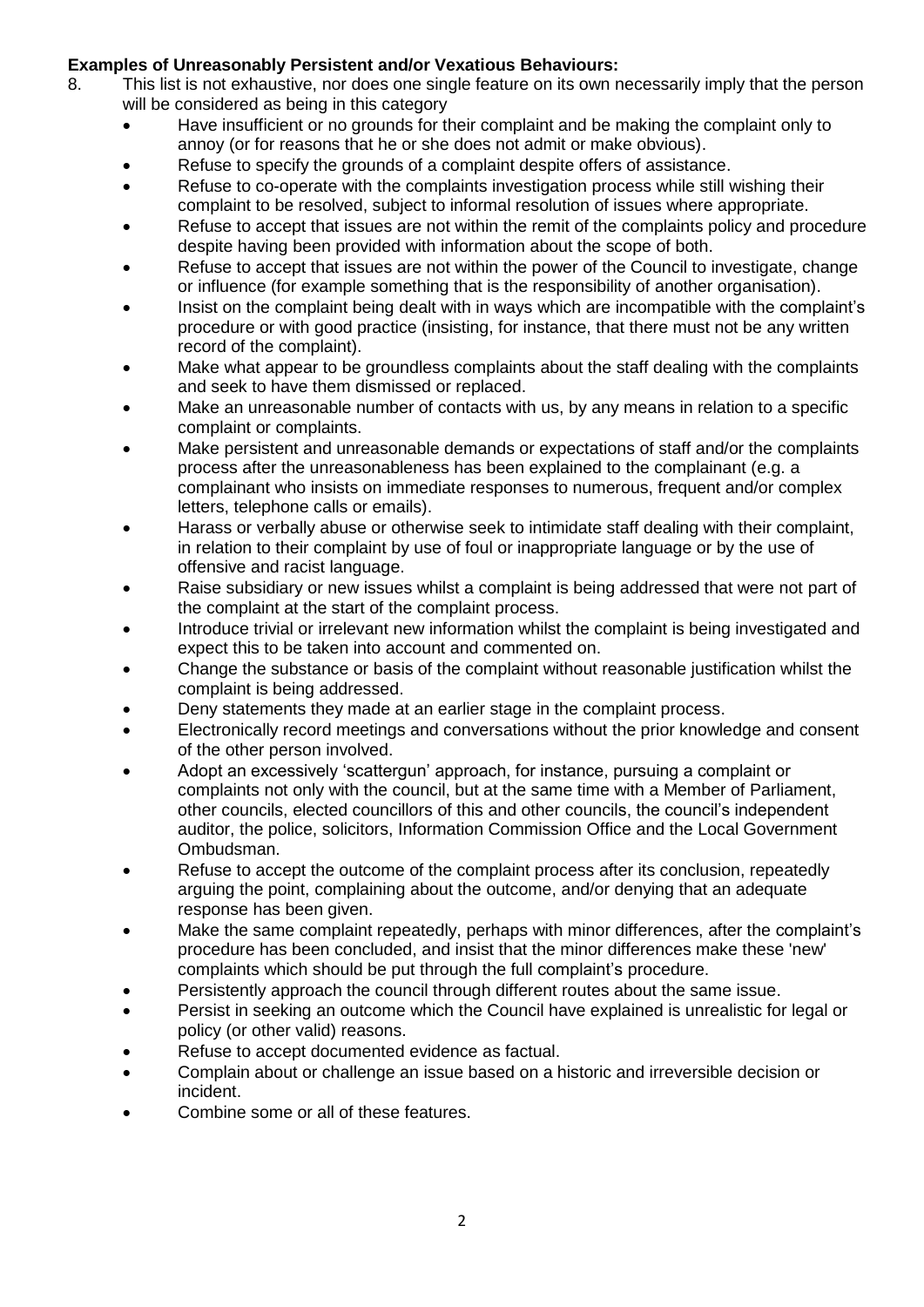**Examples of Unreasonably Persistent and/or Vexatious Behaviours:**

8. This list is not exhaustive, nor does one single feature on its own necessarily imply that the person will be considered as being in this category
   - Have insufficient or no grounds for their complaint and be making the complaint only to annoy (or for reasons that he or she does not admit or make obvious).
   - Refuse to specify the grounds of a complaint despite offers of assistance.
   - Refuse to co-operate with the complaints investigation process while still wishing their complaint to be resolved, subject to informal resolution of issues where appropriate.
   - Refuse to accept that issues are not within the remit of the complaints policy and procedure despite having been provided with information about the scope of both.
   - Refuse to accept that issues are not within the power of the Council to investigate, change or influence (for example something that is the responsibility of another organisation).
   - Insist on the complaint being dealt with in ways which are incompatible with the complaint's procedure or with good practice (insisting, for instance, that there must not be any written record of the complaint).
   - Make what appear to be groundless complaints about the staff dealing with the complaints and seek to have them dismissed or replaced.
   - Make an unreasonable number of contacts with us, by any means in relation to a specific complaint or complaints.
   - Make persistent and unreasonable demands or expectations of staff and/or the complaints process after the unreasonableness has been explained to the complainant (e.g. a complainant who insists on immediate responses to numerous, frequent and/or complex letters, telephone calls or emails).
   - Harass or verbally abuse or otherwise seek to intimidate staff dealing with their complaint, in relation to their complaint by use of foul or inappropriate language or by the use of offensive and racist language.
   - Raise subsidiary or new issues whilst a complaint is being addressed that were not part of the complaint at the start of the complaint process.
   - Introduce trivial or irrelevant new information whilst the complaint is being investigated and expect this to be taken into account and commented on.
   - Change the substance or basis of the complaint without reasonable justification whilst the complaint is being addressed.
   - Deny statements they made at an earlier stage in the complaint process.
   - Electronically record meetings and conversations without the prior knowledge and consent of the other person involved.
   - Adopt an excessively 'scattergun' approach, for instance, pursuing a complaint or complaints not only with the council, but at the same time with a Member of Parliament, other councils, elected councillors of this and other councils, the council's independent auditor, the police, solicitors, Information Commission Office and the Local Government Ombudsman.
   - Refuse to accept the outcome of the complaint process after its conclusion, repeatedly arguing the point, complaining about the outcome, and/or denying that an adequate response has been given.
   - Make the same complaint repeatedly, perhaps with minor differences, after the complaint's procedure has been concluded, and insist that the minor differences make these 'new' complaints which should be put through the full complaint's procedure.
   - Persistently approach the council through different routes about the same issue.
   - Persist in seeking an outcome which the Council have explained is unrealistic for legal or policy (or other valid) reasons.
   - Refuse to accept documented evidence as factual.
   - Complain about or challenge an issue based on a historic and irreversible decision or incident.
   - Combine some or all of these features.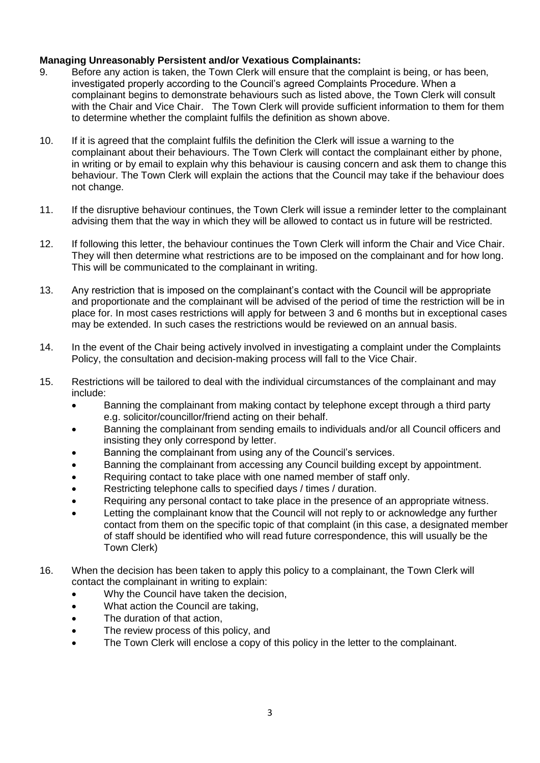**Managing Unreasonably Persistent and/or Vexatious Complainants:**

9. Before any action is taken, the Town Clerk will ensure that the complaint is being, or has been, investigated properly according to the Council's agreed Complaints Procedure. When a complainant begins to demonstrate behaviours such as listed above, the Town Clerk will consult with the Chair and Vice Chair. The Town Clerk will provide sufficient information to them for them to determine whether the complaint fulfils the definition as shown above.

10. If it is agreed that the complaint fulfils the definition the Clerk will issue a warning to the complainant about their behaviours. The Town Clerk will contact the complainant either by phone, in writing or by email to explain why this behaviour is causing concern and ask them to change this behaviour. The Town Clerk will explain the actions that the Council may take if the behaviour does not change.

11. If the disruptive behaviour continues, the Town Clerk will issue a reminder letter to the complainant advising them that the way in which they will be allowed to contact us in future will be restricted.

12. If following this letter, the behaviour continues the Town Clerk will inform the Chair and Vice Chair. They will then determine what restrictions are to be imposed on the complainant and for how long. This will be communicated to the complainant in writing.

13. Any restriction that is imposed on the complainant's contact with the Council will be appropriate and proportionate and the complainant will be advised of the period of time the restriction will be in place for. In most cases restrictions will apply for between 3 and 6 months but in exceptional cases may be extended. In such cases the restrictions would be reviewed on an annual basis.

14. In the event of the Chair being actively involved in investigating a complaint under the Complaints Policy, the consultation and decision-making process will fall to the Vice Chair.

15. Restrictions will be tailored to deal with the individual circumstances of the complainant and may include:
    - Banning the complainant from making contact by telephone except through a third party e.g. solicitor/councillor/friend acting on their behalf.
    - Banning the complainant from sending emails to individuals and/or all Council officers and insisting they only correspond by letter.
    - Banning the complainant from using any of the Council's services.
    - Banning the complainant from accessing any Council building except by appointment.
    - Requiring contact to take place with one named member of staff only.
    - Restricting telephone calls to specified days / times / duration.
    - Requiring any personal contact to take place in the presence of an appropriate witness.
    - Letting the complainant know that the Council will not reply to or acknowledge any further contact from them on the specific topic of that complaint (in this case, a designated member of staff should be identified who will read future correspondence, this will usually be the Town Clerk)

16. When the decision has been taken to apply this policy to a complainant, the Town Clerk will contact the complainant in writing to explain:
    - Why the Council have taken the decision,
    - What action the Council are taking,
    - The duration of that action,
    - The review process of this policy, and
    - The Town Clerk will enclose a copy of this policy in the letter to the complainant.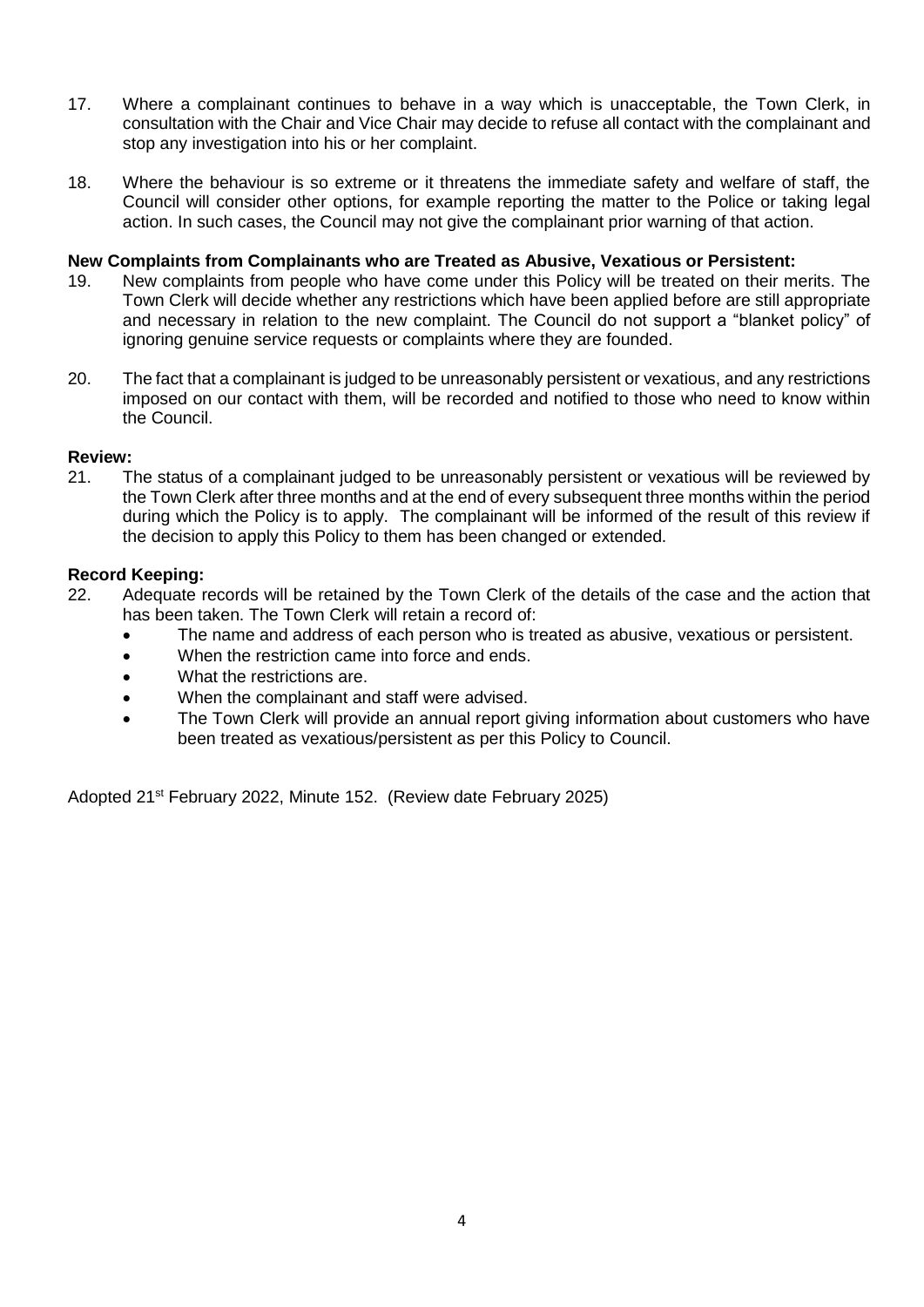17. Where a complainant continues to behave in a way which is unacceptable, the Town Clerk, in consultation with the Chair and Vice Chair may decide to refuse all contact with the complainant and stop any investigation into his or her complaint.

18. Where the behaviour is so extreme or it threatens the immediate safety and welfare of staff, the Council will consider other options, for example reporting the matter to the Police or taking legal action. In such cases, the Council may not give the complainant prior warning of that action.

**New Complaints from Complainants who are Treated as Abusive, Vexatious or Persistent:**

19. New complaints from people who have come under this Policy will be treated on their merits. The Town Clerk will decide whether any restrictions which have been applied before are still appropriate and necessary in relation to the new complaint. The Council do not support a "blanket policy" of ignoring genuine service requests or complaints where they are founded.

20. The fact that a complainant is judged to be unreasonably persistent or vexatious, and any restrictions imposed on our contact with them, will be recorded and notified to those who need to know within the Council.

**Review:**

21. The status of a complainant judged to be unreasonably persistent or vexatious will be reviewed by the Town Clerk after three months and at the end of every subsequent three months within the period during which the Policy is to apply. The complainant will be informed of the result of this review if the decision to apply this Policy to them has been changed or extended.

**Record Keeping:**

22. Adequate records will be retained by the Town Clerk of the details of the case and the action that has been taken. The Town Clerk will retain a record of:
    - The name and address of each person who is treated as abusive, vexatious or persistent.
    - When the restriction came into force and ends.
    - What the restrictions are.
    - When the complainant and staff were advised.
    - The Town Clerk will provide an annual report giving information about customers who have been treated as vexatious/persistent as per this Policy to Council.

Adopted 21st February 2022, Minute 152. (Review date February 2025)